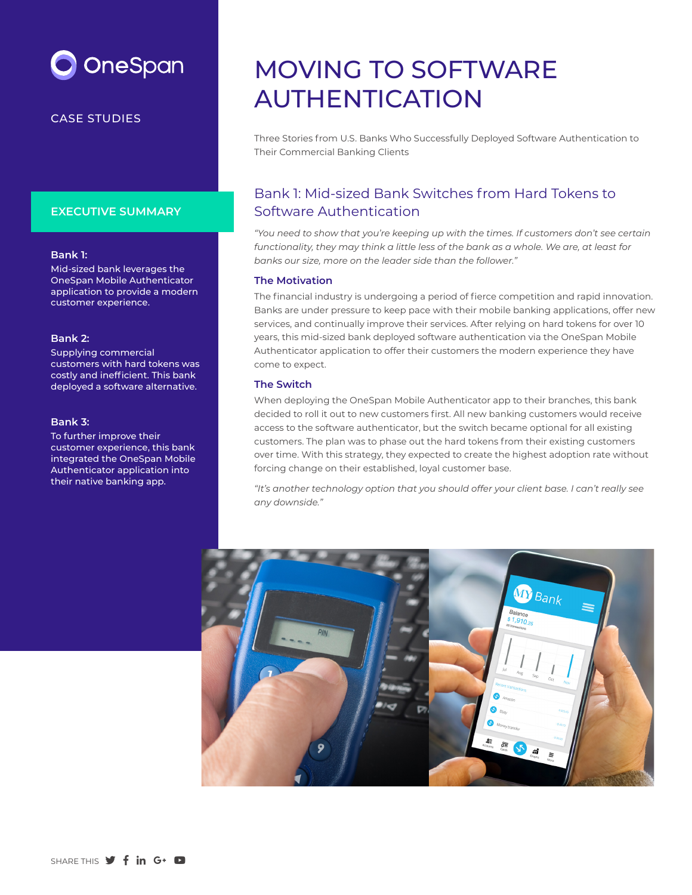OneSpan

CASE STUDIES

# MOVING TO SOFTWARE AUTHENTICATION

Three Stories from U.S. Banks Who Successfully Deployed Software Authentication to Their Commercial Banking Clients

## EXECUTIVE SUMMARY

**Bank 1:**
Mid-sized bank leverages the OneSpan Mobile Authenticator application to provide a modern customer experience.

**Bank 2:**
Supplying commercial customers with hard tokens was costly and inefficient. This bank deployed a software alternative.

**Bank 3:**
To further improve their customer experience, this bank integrated the OneSpan Mobile Authenticator application into their native banking app.

## Bank 1: Mid-sized Bank Switches from Hard Tokens to Software Authentication

*"You need to show that you're keeping up with the times. If customers don't see certain functionality, they may think a little less of the bank as a whole. We are, at least for banks our size, more on the leader side than the follower."*

### The Motivation

The financial industry is undergoing a period of fierce competition and rapid innovation. Banks are under pressure to keep pace with their mobile banking applications, offer new services, and continually improve their services. After relying on hard tokens for over 10 years, this mid-sized bank deployed software authentication via the OneSpan Mobile Authenticator application to offer their customers the modern experience they have come to expect.

### The Switch

When deploying the OneSpan Mobile Authenticator app to their branches, this bank decided to roll it out to new customers first. All new banking customers would receive access to the software authenticator, but the switch became optional for all existing customers. The plan was to phase out the hard tokens from their existing customers over time. With this strategy, they expected to create the highest adoption rate without forcing change on their established, loyal customer base.

*"It's another technology option that you should offer your client base. I can't really see any downside."*

SHARE THIS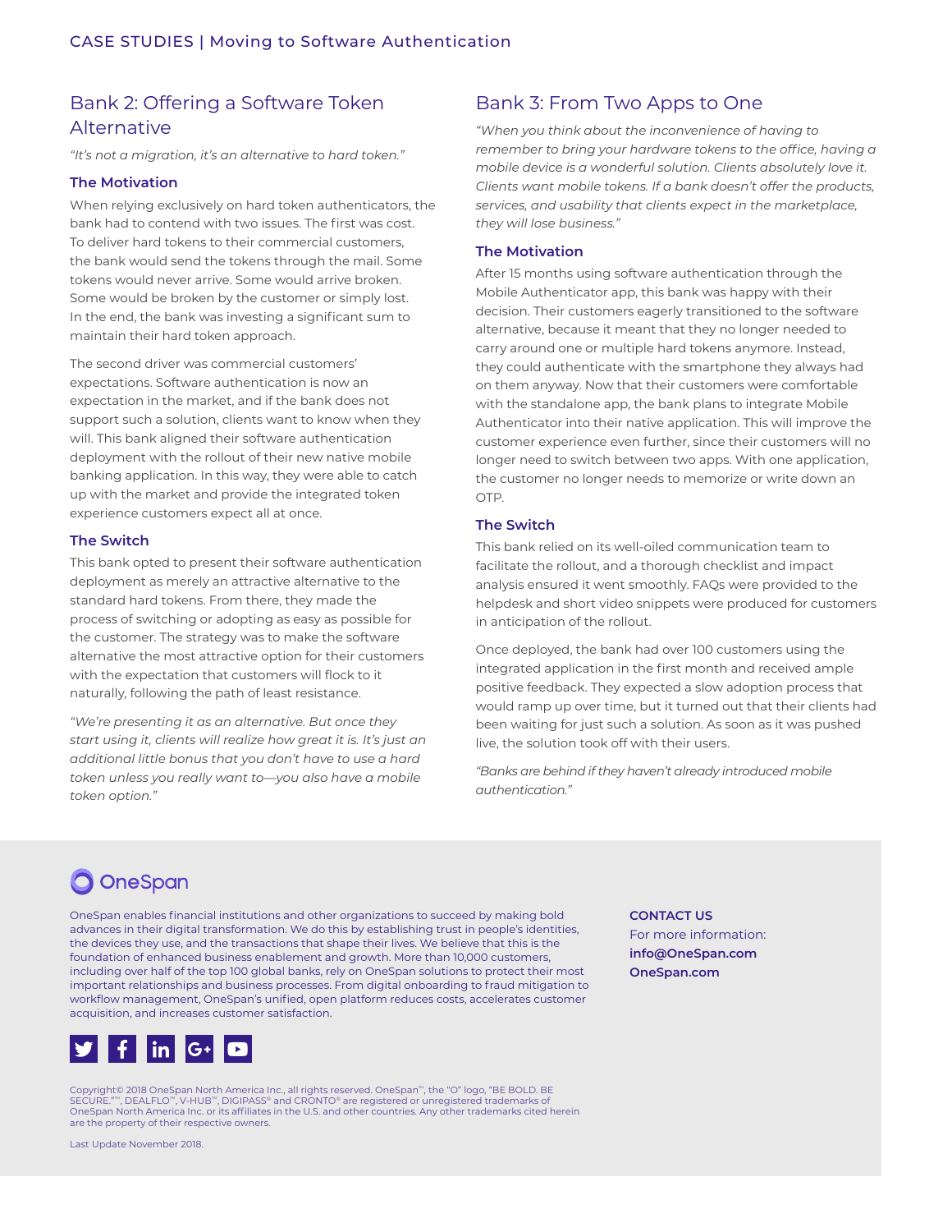## Bank 2: Offering a Software Token Alternative

*"It's not a migration, it's an alternative to hard token."*

### The Motivation

When relying exclusively on hard token authenticators, the bank had to contend with two issues. The first was cost. To deliver hard tokens to their commercial customers, the bank would send the tokens through the mail. Some tokens would never arrive. Some would arrive broken. Some would be broken by the customer or simply lost. In the end, the bank was investing a significant sum to maintain their hard token approach.

The second driver was commercial customers' expectations. Software authentication is now an expectation in the market, and if the bank does not support such a solution, clients want to know when they will. This bank aligned their software authentication deployment with the rollout of their new native mobile banking application. In this way, they were able to catch up with the market and provide the integrated token experience customers expect all at once.

### The Switch

This bank opted to present their software authentication deployment as merely an attractive alternative to the standard hard tokens. From there, they made the process of switching or adopting as easy as possible for the customer. The strategy was to make the software alternative the most attractive option for their customers with the expectation that customers will flock to it naturally, following the path of least resistance.

*"We're presenting it as an alternative. But once they start using it, clients will realize how great it is. It's just an additional little bonus that you don't have to use a hard token unless you really want to—you also have a mobile token option."*

## Bank 3: From Two Apps to One

*"When you think about the inconvenience of having to remember to bring your hardware tokens to the office, having a mobile device is a wonderful solution. Clients absolutely love it. Clients want mobile tokens. If a bank doesn't offer the products, services, and usability that clients expect in the marketplace, they will lose business."*

### The Motivation

After 15 months using software authentication through the Mobile Authenticator app, this bank was happy with their decision. Their customers eagerly transitioned to the software alternative, because it meant that they no longer needed to carry around one or multiple hard tokens anymore. Instead, they could authenticate with the smartphone they always had on them anyway. Now that their customers were comfortable with the standalone app, the bank plans to integrate Mobile Authenticator into their native application. This will improve the customer experience even further, since their customers will no longer need to switch between two apps. With one application, the customer no longer needs to memorize or write down an OTP.

### The Switch

This bank relied on its well-oiled communication team to facilitate the rollout, and a thorough checklist and impact analysis ensured it went smoothly. FAQs were provided to the helpdesk and short video snippets were produced for customers in anticipation of the rollout.

Once deployed, the bank had over 100 customers using the integrated application in the first month and received ample positive feedback. They expected a slow adoption process that would ramp up over time, but it turned out that their clients had been waiting for just such a solution. As soon as it was pushed live, the solution took off with their users.

*"Banks are behind if they haven't already introduced mobile authentication."*

---

**OneSpan**

OneSpan enables financial institutions and other organizations to succeed by making bold advances in their digital transformation. We do this by establishing trust in people's identities, the devices they use, and the transactions that shape their lives. We believe that this is the foundation of enhanced business enablement and growth. More than 10,000 customers, including over half of the top 100 global banks, rely on OneSpan solutions to protect their most important relationships and business processes. From digital onboarding to fraud mitigation to workflow management, OneSpan's unified, open platform reduces costs, accelerates customer acquisition, and increases customer satisfaction.

**CONTACT US**
For more information:
**info@OneSpan.com**
**OneSpan.com**

Copyright© 2018 OneSpan North America Inc., all rights reserved. OneSpan™, the "O" logo, "BE BOLD. BE SECURE."™, DEALFLO™, V-HUB™, DIGIPASS® and CRONTO® are registered or unregistered trademarks of OneSpan North America Inc. or its affiliates in the U.S. and other countries. Any other trademarks cited herein are the property of their respective owners.

Last Update November 2018.